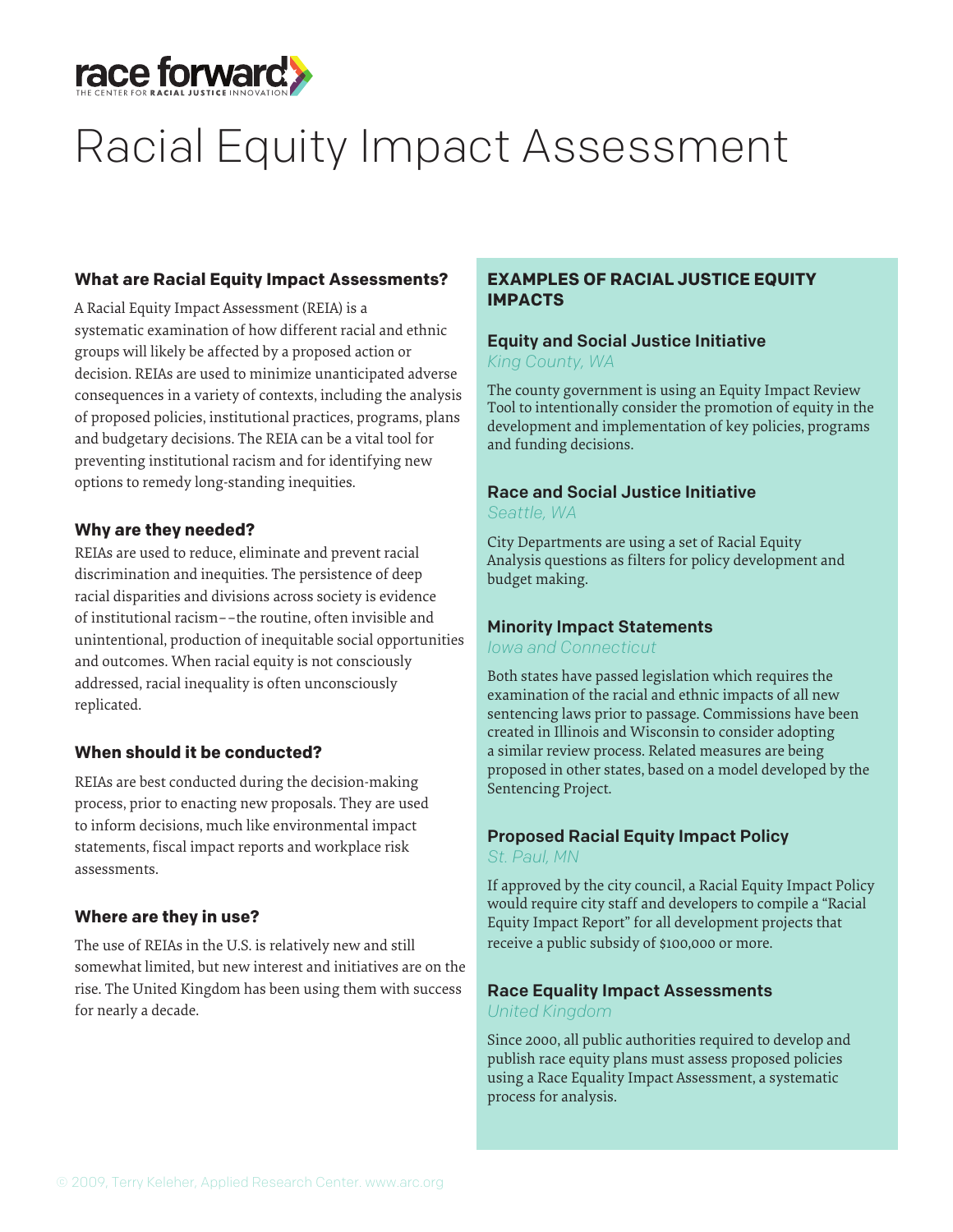race forward
THE CENTER FOR RACIAL JUSTICE INNOVATION

# Racial Equity Impact Assessment

### What are Racial Equity Impact Assessments?

A Racial Equity Impact Assessment (REIA) is a systematic examination of how different racial and ethnic groups will likely be affected by a proposed action or decision. REIAs are used to minimize unanticipated adverse consequences in a variety of contexts, including the analysis of proposed policies, institutional practices, programs, plans and budgetary decisions. The REIA can be a vital tool for preventing institutional racism and for identifying new options to remedy long-standing inequities.

### Why are they needed?

REIAs are used to reduce, eliminate and prevent racial discrimination and inequities. The persistence of deep racial disparities and divisions across society is evidence of institutional racism––the routine, often invisible and unintentional, production of inequitable social opportunities and outcomes. When racial equity is not consciously addressed, racial inequality is often unconsciously replicated.

### When should it be conducted?

REIAs are best conducted during the decision-making process, prior to enacting new proposals. They are used to inform decisions, much like environmental impact statements, fiscal impact reports and workplace risk assessments.

### Where are they in use?

The use of REIAs in the U.S. is relatively new and still somewhat limited, but new interest and initiatives are on the rise. The United Kingdom has been using them with success for nearly a decade.

## EXAMPLES OF RACIAL JUSTICE EQUITY IMPACTS

### Equity and Social Justice Initiative

*King County, WA*

The county government is using an Equity Impact Review Tool to intentionally consider the promotion of equity in the development and implementation of key policies, programs and funding decisions.

### Race and Social Justice Initiative

*Seattle, WA*

City Departments are using a set of Racial Equity Analysis questions as filters for policy development and budget making.

### Minority Impact Statements

*Iowa and Connecticut*

Both states have passed legislation which requires the examination of the racial and ethnic impacts of all new sentencing laws prior to passage. Commissions have been created in Illinois and Wisconsin to consider adopting a similar review process. Related measures are being proposed in other states, based on a model developed by the Sentencing Project.

### Proposed Racial Equity Impact Policy

*St. Paul, MN*

If approved by the city council, a Racial Equity Impact Policy would require city staff and developers to compile a "Racial Equity Impact Report" for all development projects that receive a public subsidy of $100,000 or more.

### Race Equality Impact Assessments

*United Kingdom*

Since 2000, all public authorities required to develop and publish race equity plans must assess proposed policies using a Race Equality Impact Assessment, a systematic process for analysis.

© 2009, Terry Keleher, Applied Research Center. www.arc.org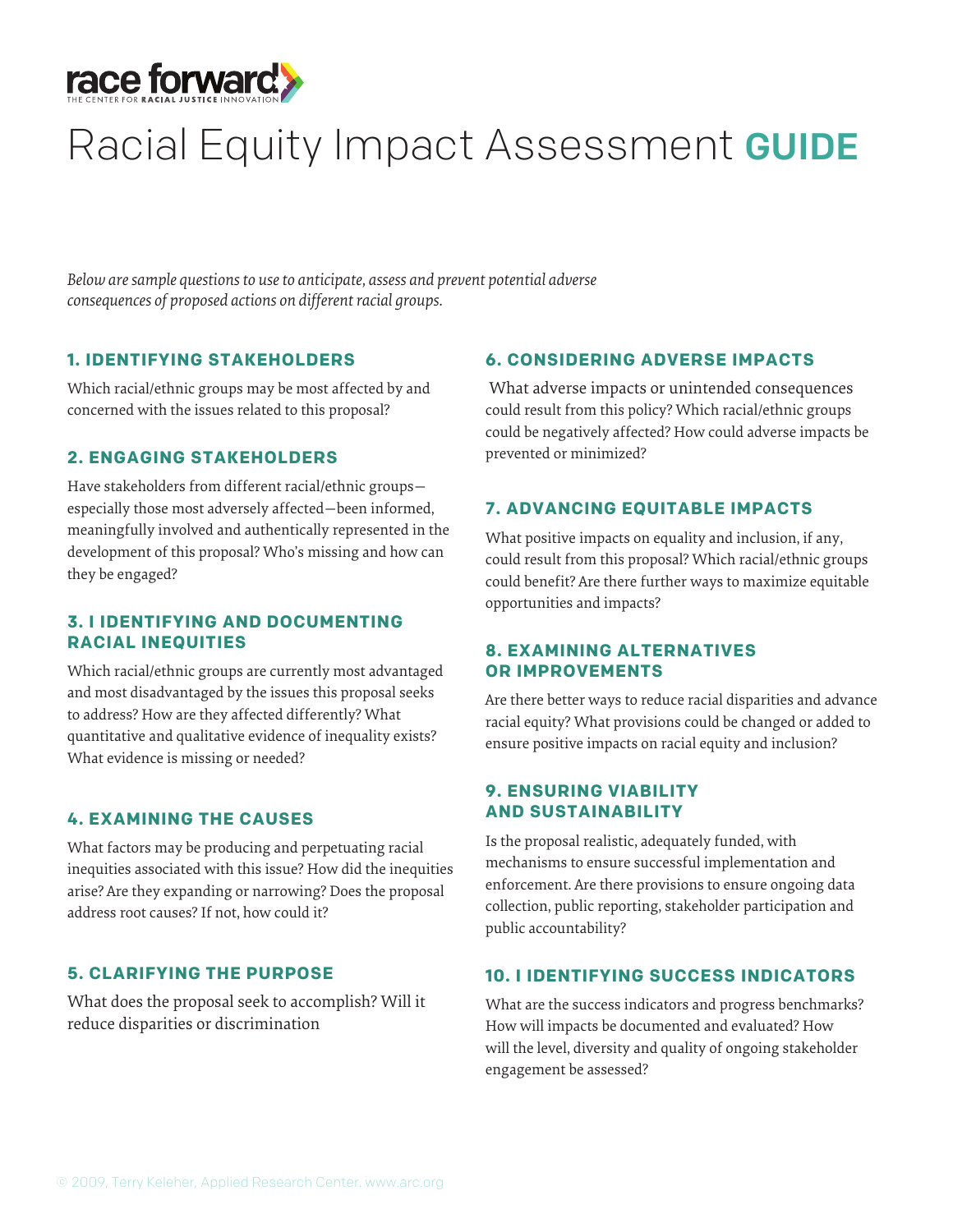race forward

THE CENTER FOR **RACIAL JUSTICE** INNOVATION

# Racial Equity Impact Assessment **GUIDE**

*Below are sample questions to use to anticipate, assess and prevent potential adverse consequences of proposed actions on different racial groups.*

### 1. IDENTIFYING STAKEHOLDERS

Which racial/ethnic groups may be most affected by and concerned with the issues related to this proposal?

### 2. ENGAGING STAKEHOLDERS

Have stakeholders from different racial/ethnic groups—especially those most adversely affected—been informed, meaningfully involved and authentically represented in the development of this proposal? Who's missing and how can they be engaged?

### 3. I IDENTIFYING AND DOCUMENTING RACIAL INEQUITIES

Which racial/ethnic groups are currently most advantaged and most disadvantaged by the issues this proposal seeks to address? How are they affected differently? What quantitative and qualitative evidence of inequality exists? What evidence is missing or needed?

### 4. EXAMINING THE CAUSES

What factors may be producing and perpetuating racial inequities associated with this issue? How did the inequities arise? Are they expanding or narrowing? Does the proposal address root causes? If not, how could it?

### 5. CLARIFYING THE PURPOSE

What does the proposal seek to accomplish? Will it reduce disparities or discrimination

### 6. CONSIDERING ADVERSE IMPACTS

What adverse impacts or unintended consequences could result from this policy? Which racial/ethnic groups could be negatively affected? How could adverse impacts be prevented or minimized?

### 7. ADVANCING EQUITABLE IMPACTS

What positive impacts on equality and inclusion, if any, could result from this proposal? Which racial/ethnic groups could benefit? Are there further ways to maximize equitable opportunities and impacts?

### 8. EXAMINING ALTERNATIVES OR IMPROVEMENTS

Are there better ways to reduce racial disparities and advance racial equity? What provisions could be changed or added to ensure positive impacts on racial equity and inclusion?

### 9. ENSURING VIABILITY AND SUSTAINABILITY

Is the proposal realistic, adequately funded, with mechanisms to ensure successful implementation and enforcement. Are there provisions to ensure ongoing data collection, public reporting, stakeholder participation and public accountability?

### 10. I IDENTIFYING SUCCESS INDICATORS

What are the success indicators and progress benchmarks? How will impacts be documented and evaluated? How will the level, diversity and quality of ongoing stakeholder engagement be assessed?

© 2009, Terry Keleher, Applied Research Center. www.arc.org